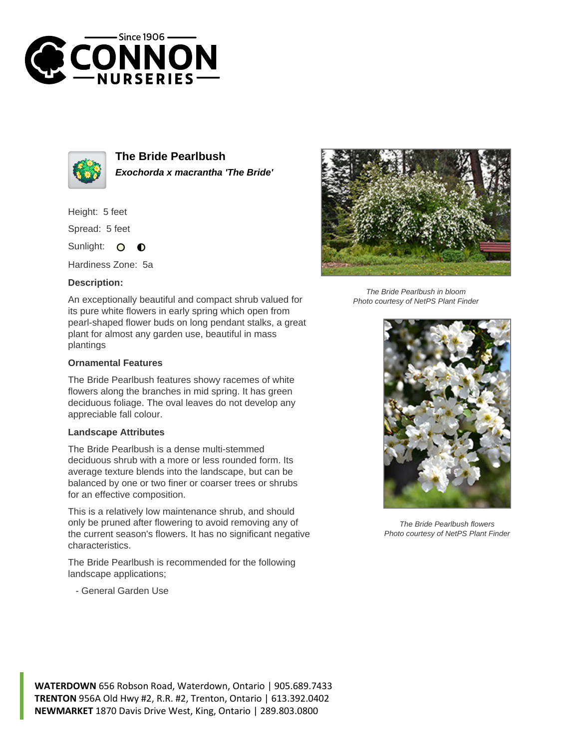# The Bride Pearlbush

***Exochorda x macrantha 'The Bride'***

Height: 5 feet

Spread: 5 feet

Sunlight:

Hardiness Zone: 5a

### Description:

An exceptionally beautiful and compact shrub valued for its pure white flowers in early spring which open from pearl-shaped flower buds on long pendant stalks, a great plant for almost any garden use, beautiful in mass plantings

### Ornamental Features

The Bride Pearlbush features showy racemes of white flowers along the branches in mid spring. It has green deciduous foliage. The oval leaves do not develop any appreciable fall colour.

### Landscape Attributes

The Bride Pearlbush is a dense multi-stemmed deciduous shrub with a more or less rounded form. Its average texture blends into the landscape, but can be balanced by one or two finer or coarser trees or shrubs for an effective composition.

This is a relatively low maintenance shrub, and should only be pruned after flowering to avoid removing any of the current season's flowers. It has no significant negative characteristics.

The Bride Pearlbush is recommended for the following landscape applications;

- General Garden Use

*The Bride Pearlbush in bloom*
*Photo courtesy of NetPS Plant Finder*

*The Bride Pearlbush flowers*
*Photo courtesy of NetPS Plant Finder*

**WATERDOWN** 656 Robson Road, Waterdown, Ontario | 905.689.7433
**TRENTON** 956A Old Hwy #2, R.R. #2, Trenton, Ontario | 613.392.0402
**NEWMARKET** 1870 Davis Drive West, King, Ontario | 289.803.0800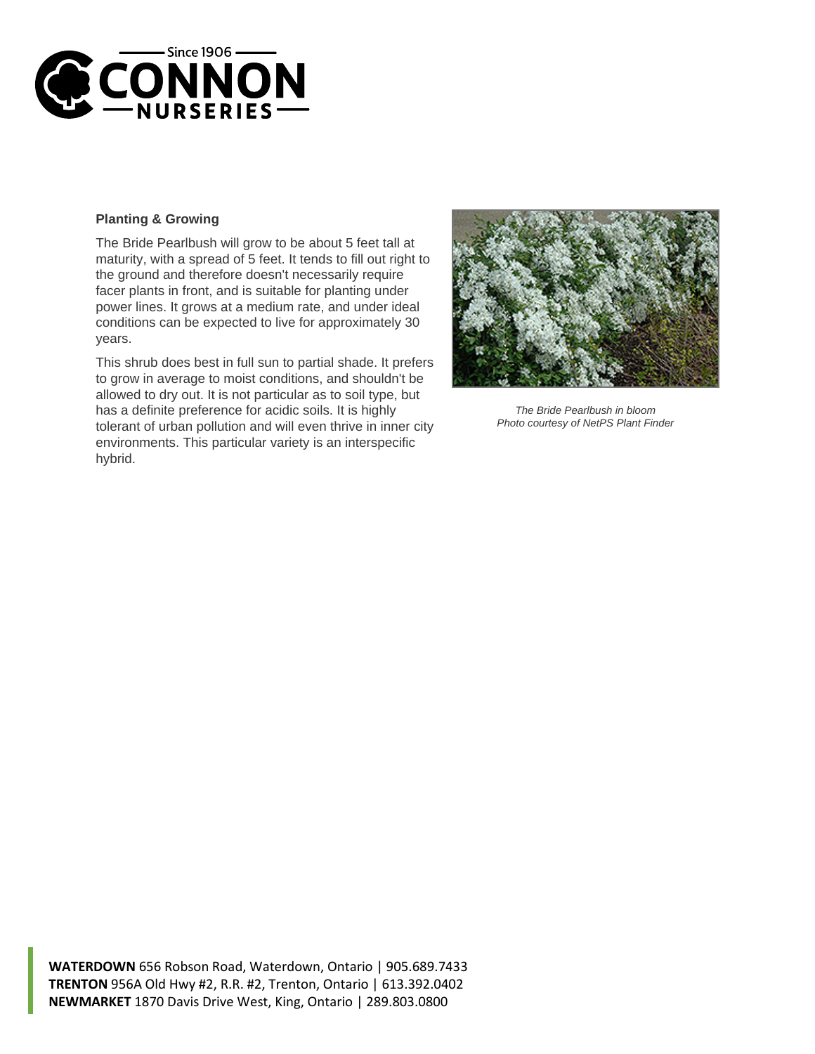### Planting & Growing

The Bride Pearlbush will grow to be about 5 feet tall at maturity, with a spread of 5 feet. It tends to fill out right to the ground and therefore doesn't necessarily require facer plants in front, and is suitable for planting under power lines. It grows at a medium rate, and under ideal conditions can be expected to live for approximately 30 years.

This shrub does best in full sun to partial shade. It prefers to grow in average to moist conditions, and shouldn't be allowed to dry out. It is not particular as to soil type, but has a definite preference for acidic soils. It is highly tolerant of urban pollution and will even thrive in inner city environments. This particular variety is an interspecific hybrid.

*The Bride Pearlbush in bloom*
*Photo courtesy of NetPS Plant Finder*

**WATERDOWN** 656 Robson Road, Waterdown, Ontario | 905.689.7433
**TRENTON** 956A Old Hwy #2, R.R. #2, Trenton, Ontario | 613.392.0402
**NEWMARKET** 1870 Davis Drive West, King, Ontario | 289.803.0800